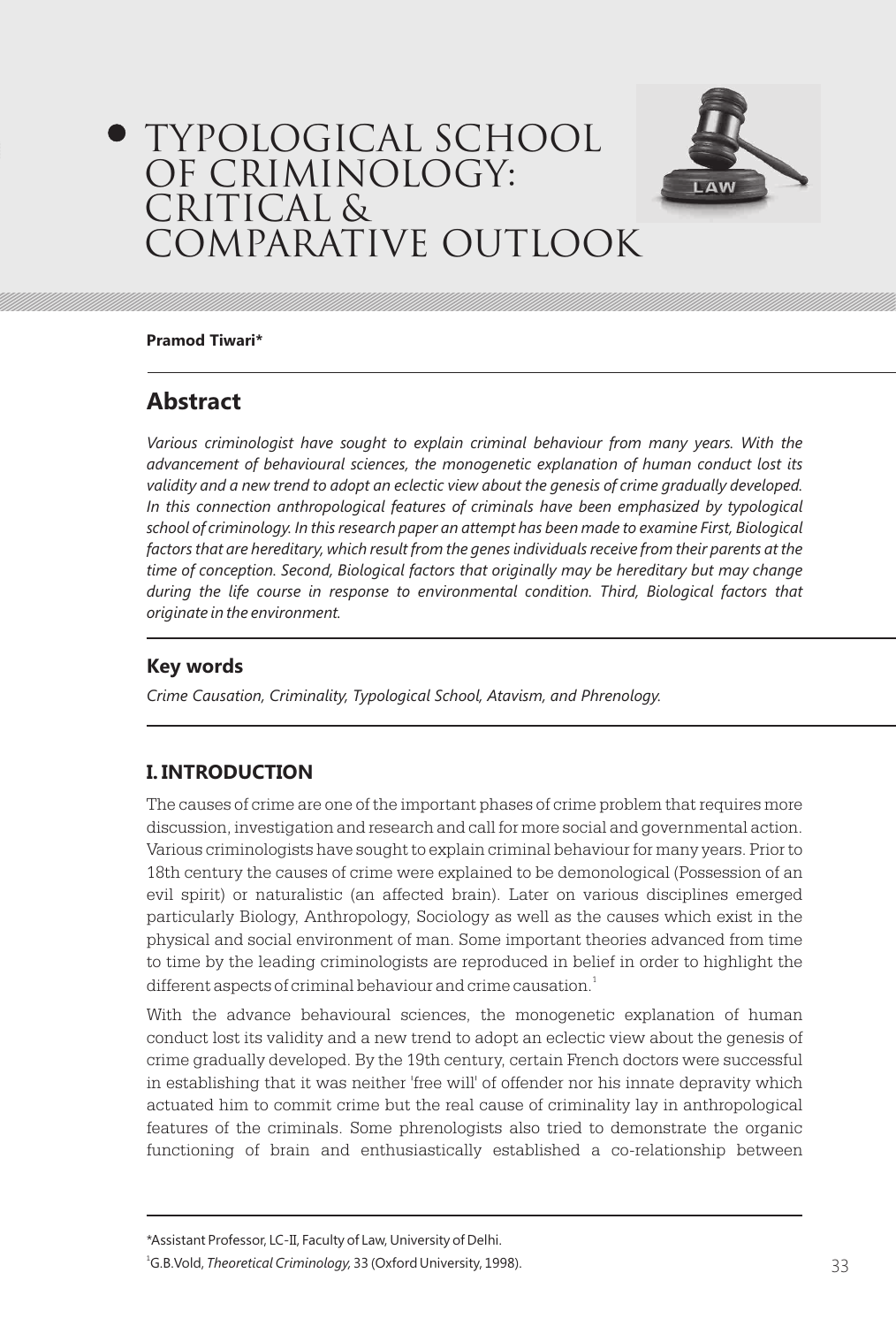# TYPOLOGICAL SCHOOL OF CRIMINOLOGY: CRITICAL & COMPARATIVE OUTLOOK

**Pramod Tiwari***

## Abstract

*Various criminologist have sought to explain criminal behaviour from many years. With the advancement of behavioural sciences, the monogenetic explanation of human conduct lost its validity and a new trend to adopt an eclectic view about the genesis of crime gradually developed. In this connection anthropological features of criminals have been emphasized by typological school of criminology. In this research paper an attempt has been made to examine First, Biological factors that are hereditary, which result from the genes individuals receive from their parents at the time of conception. Second, Biological factors that originally may be hereditary but may change during the life course in response to environmental condition. Third, Biological factors that originate in the environment.*

## Key words

*Crime Causation, Criminality, Typological School, Atavism, and Phrenology.*

## I. INTRODUCTION

The causes of crime are one of the important phases of crime problem that requires more discussion, investigation and research and call for more social and governmental action. Various criminologists have sought to explain criminal behaviour for many years. Prior to 18th century the causes of crime were explained to be demonological (Possession of an evil spirit) or naturalistic (an affected brain). Later on various disciplines emerged particularly Biology, Anthropology, Sociology as well as the causes which exist in the physical and social environment of man. Some important theories advanced from time to time by the leading criminologists are reproduced in belief in order to highlight the different aspects of criminal behaviour and crime causation.[1]

With the advance behavioural sciences, the monogenetic explanation of human conduct lost its validity and a new trend to adopt an eclectic view about the genesis of crime gradually developed. By the 19th century, certain French doctors were successful in establishing that it was neither 'free will' of offender nor his innate depravity which actuated him to commit crime but the real cause of criminality lay in anthropological features of the criminals. Some phrenologists also tried to demonstrate the organic functioning of brain and enthusiastically established a co-relationship between

---

*Assistant Professor, LC-II, Faculty of Law, University of Delhi.

[1] G.B.Vold, *Theoretical Criminology,* 33 (Oxford University, 1998).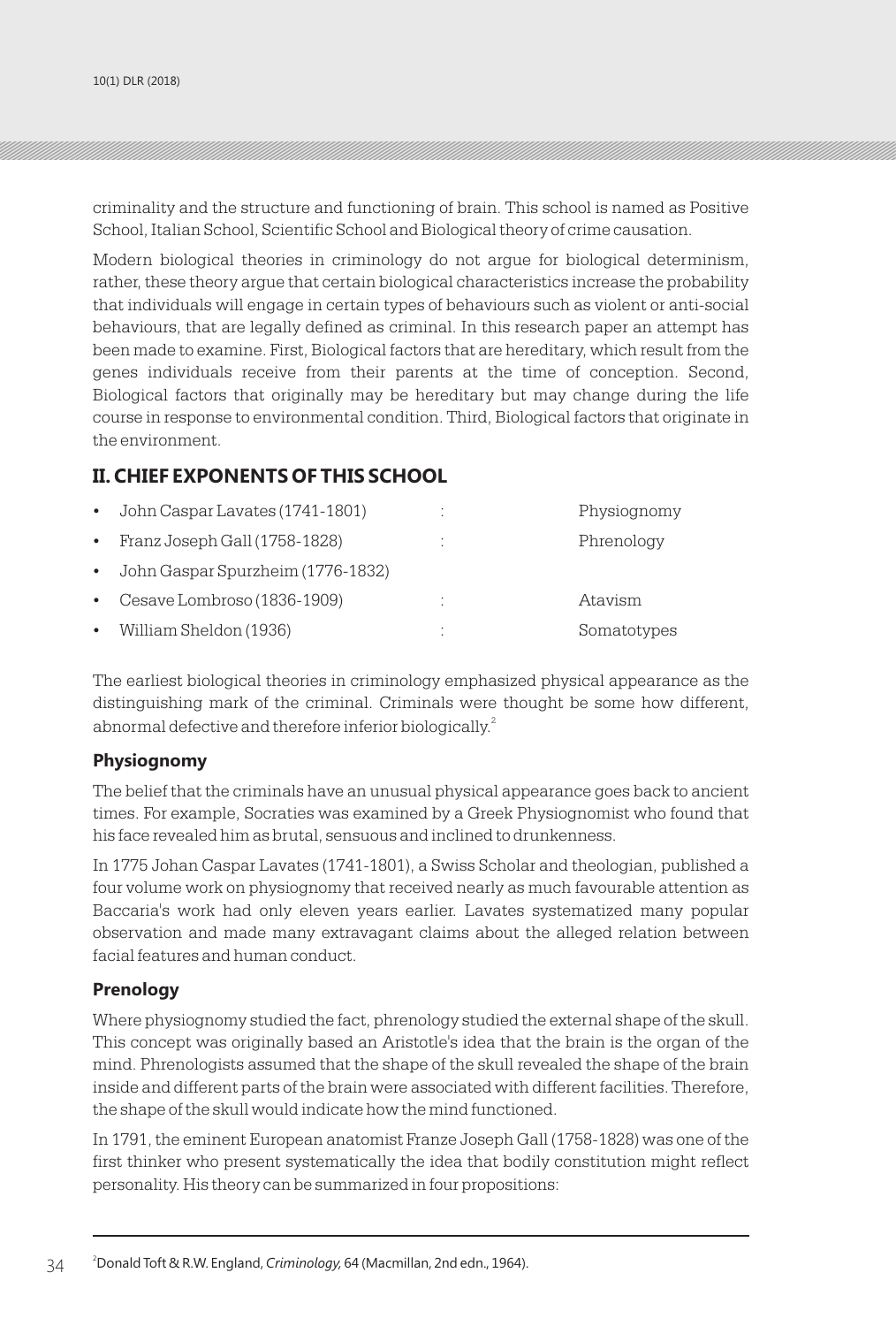criminality and the structure and functioning of brain. This school is named as Positive School, Italian School, Scientific School and Biological theory of crime causation.

Modern biological theories in criminology do not argue for biological determinism, rather, these theory argue that certain biological characteristics increase the probability that individuals will engage in certain types of behaviours such as violent or anti-social behaviours, that are legally defined as criminal. In this research paper an attempt has been made to examine. First, Biological factors that are hereditary, which result from the genes individuals receive from their parents at the time of conception. Second, Biological factors that originally may be hereditary but may change during the life course in response to environmental condition. Third, Biological factors that originate in the environment.

## II. CHIEF EXPONENTS OF THIS SCHOOL

| | | |
|---|---|---|
| • John Caspar Lavates (1741-1801) | : | Physiognomy |
| • Franz Joseph Gall (1758-1828) | : | Phrenology |
| • John Gaspar Spurzheim (1776-1832) | | |
| • Cesave Lombroso (1836-1909) | : | Atavism |
| • William Sheldon (1936) | : | Somatotypes |

The earliest biological theories in criminology emphasized physical appearance as the distinguishing mark of the criminal. Criminals were thought be some how different, abnormal defective and therefore inferior biologically.[2]

### Physiognomy

The belief that the criminals have an unusual physical appearance goes back to ancient times. For example, Socraties was examined by a Greek Physiognomist who found that his face revealed him as brutal, sensuous and inclined to drunkenness.

In 1775 Johan Caspar Lavates (1741-1801), a Swiss Scholar and theologian, published a four volume work on physiognomy that received nearly as much favourable attention as Baccaria's work had only eleven years earlier. Lavates systematized many popular observation and made many extravagant claims about the alleged relation between facial features and human conduct.

### Prenology

Where physiognomy studied the fact, phrenology studied the external shape of the skull. This concept was originally based an Aristotle's idea that the brain is the organ of the mind. Phrenologists assumed that the shape of the skull revealed the shape of the brain inside and different parts of the brain were associated with different facilities. Therefore, the shape of the skull would indicate how the mind functioned.

In 1791, the eminent European anatomist Franze Joseph Gall (1758-1828) was one of the first thinker who present systematically the idea that bodily constitution might reflect personality. His theory can be summarized in four propositions:

---

[2] Donald Toft & R.W. England, *Criminology,* 64 (Macmillan, 2nd edn., 1964).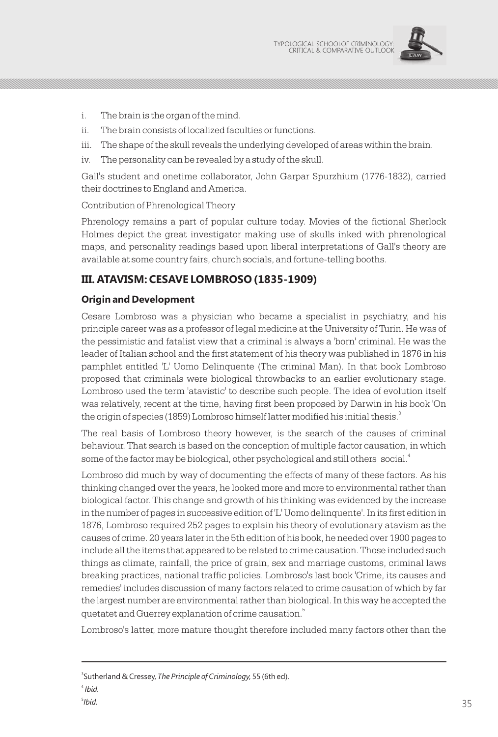i. The brain is the organ of the mind.

ii. The brain consists of localized faculties or functions.

iii. The shape of the skull reveals the underlying developed of areas within the brain.

iv. The personality can be revealed by a study of the skull.

Gall's student and onetime collaborator, John Garpar Spurzhium (1776-1832), carried their doctrines to England and America.

Contribution of Phrenological Theory

Phrenology remains a part of popular culture today. Movies of the fictional Sherlock Holmes depict the great investigator making use of skulls inked with phrenological maps, and personality readings based upon liberal interpretations of Gall's theory are available at some country fairs, church socials, and fortune-telling booths.

## III. ATAVISM: CESAVE LOMBROSO (1835-1909)

### Origin and Development

Cesare Lombroso was a physician who became a specialist in psychiatry, and his principle career was as a professor of legal medicine at the University of Turin. He was of the pessimistic and fatalist view that a criminal is always a 'born' criminal. He was the leader of Italian school and the first statement of his theory was published in 1876 in his pamphlet entitled 'L' Uomo Delinquente (The criminal Man). In that book Lombroso proposed that criminals were biological throwbacks to an earlier evolutionary stage. Lombroso used the term 'atavistic' to describe such people. The idea of evolution itself was relatively, recent at the time, having first been proposed by Darwin in his book 'On the origin of species (1859) Lombroso himself latter modified his initial thesis.[3]

The real basis of Lombroso theory however, is the search of the causes of criminal behaviour. That search is based on the conception of multiple factor causation, in which some of the factor may be biological, other psychological and still others social.[4]

Lombroso did much by way of documenting the effects of many of these factors. As his thinking changed over the years, he looked more and more to environmental rather than biological factor. This change and growth of his thinking was evidenced by the increase in the number of pages in successive edition of 'L' Uomo delinquente'. In its first edition in 1876, Lombroso required 252 pages to explain his theory of evolutionary atavism as the causes of crime. 20 years later in the 5th edition of his book, he needed over 1900 pages to include all the items that appeared to be related to crime causation. Those included such things as climate, rainfall, the price of grain, sex and marriage customs, criminal laws breaking practices, national traffic policies. Lombroso's last book 'Crime, its causes and remedies' includes discussion of many factors related to crime causation of which by far the largest number are environmental rather than biological. In this way he accepted the quetatet and Guerrey explanation of crime causation.[5]

Lombroso's latter, more mature thought therefore included many factors other than the

---

[3] Sutherland & Cressey, *The Principle of Criminology,* 55 (6th ed).

[4] *Ibid.*

[5] *Ibid.*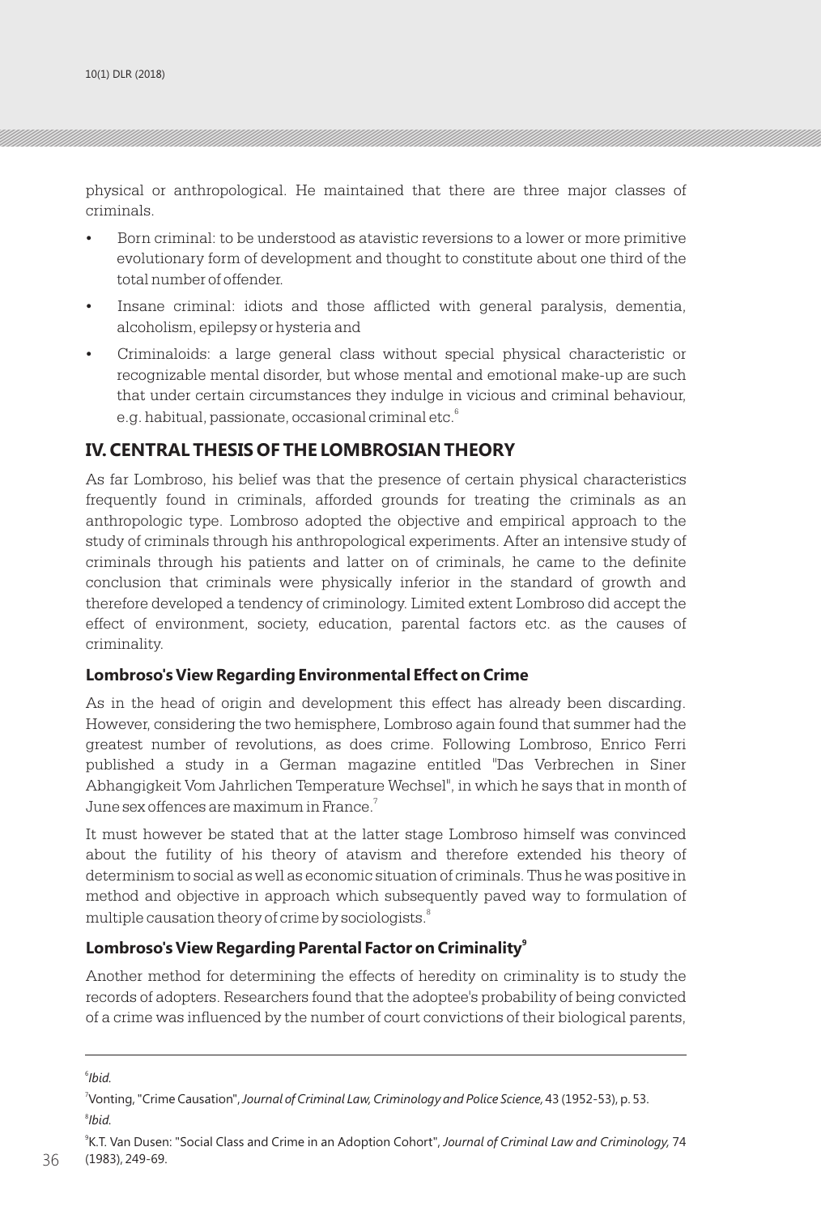physical or anthropological. He maintained that there are three major classes of criminals.

- Born criminal: to be understood as atavistic reversions to a lower or more primitive evolutionary form of development and thought to constitute about one third of the total number of offender.
- Insane criminal: idiots and those afflicted with general paralysis, dementia, alcoholism, epilepsy or hysteria and
- Criminaloids: a large general class without special physical characteristic or recognizable mental disorder, but whose mental and emotional make-up are such that under certain circumstances they indulge in vicious and criminal behaviour, e.g. habitual, passionate, occasional criminal etc.[6]

## IV. CENTRAL THESIS OF THE LOMBROSIAN THEORY

As far Lombroso, his belief was that the presence of certain physical characteristics frequently found in criminals, afforded grounds for treating the criminals as an anthropologic type. Lombroso adopted the objective and empirical approach to the study of criminals through his anthropological experiments. After an intensive study of criminals through his patients and latter on of criminals, he came to the definite conclusion that criminals were physically inferior in the standard of growth and therefore developed a tendency of criminology. Limited extent Lombroso did accept the effect of environment, society, education, parental factors etc. as the causes of criminality.

### Lombroso's View Regarding Environmental Effect on Crime

As in the head of origin and development this effect has already been discarding. However, considering the two hemisphere, Lombroso again found that summer had the greatest number of revolutions, as does crime. Following Lombroso, Enrico Ferri published a study in a German magazine entitled "Das Verbrechen in Siner Abhangigkeit Vom Jahrlichen Temperature Wechsel", in which he says that in month of June sex offences are maximum in France.[7]

It must however be stated that at the latter stage Lombroso himself was convinced about the futility of his theory of atavism and therefore extended his theory of determinism to social as well as economic situation of criminals. Thus he was positive in method and objective in approach which subsequently paved way to formulation of multiple causation theory of crime by sociologists.[8]

### Lombroso's View Regarding Parental Factor on Criminality[9]

Another method for determining the effects of heredity on criminality is to study the records of adopters. Researchers found that the adoptee's probability of being convicted of a crime was influenced by the number of court convictions of their biological parents,

---

[6] *Ibid.*

[7] Vonting, "Crime Causation", *Journal of Criminal Law, Criminology and Police Science,* 43 (1952-53), p. 53.

[8] *Ibid.*

[9] K.T. Van Dusen: "Social Class and Crime in an Adoption Cohort", *Journal of Criminal Law and Criminology,* 74 (1983), 249-69.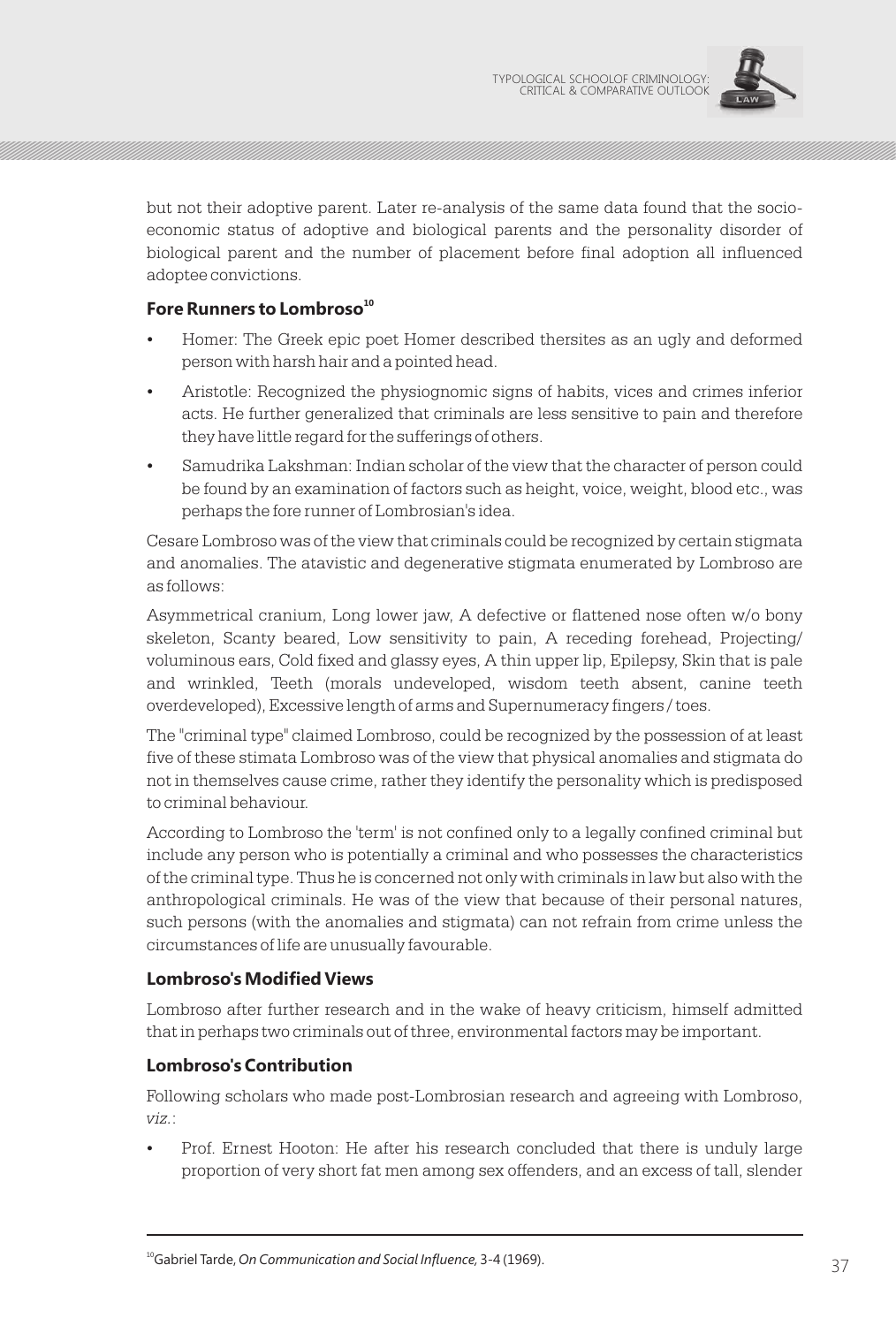but not their adoptive parent. Later re-analysis of the same data found that the socio-economic status of adoptive and biological parents and the personality disorder of biological parent and the number of placement before final adoption all influenced adoptee convictions.

### Fore Runners to Lombroso[10]

- Homer: The Greek epic poet Homer described thersites as an ugly and deformed person with harsh hair and a pointed head.
- Aristotle: Recognized the physiognomic signs of habits, vices and crimes inferior acts. He further generalized that criminals are less sensitive to pain and therefore they have little regard for the sufferings of others.
- Samudrika Lakshman: Indian scholar of the view that the character of person could be found by an examination of factors such as height, voice, weight, blood etc., was perhaps the fore runner of Lombrosian's idea.

Cesare Lombroso was of the view that criminals could be recognized by certain stigmata and anomalies. The atavistic and degenerative stigmata enumerated by Lombroso are as follows:

Asymmetrical cranium, Long lower jaw, A defective or flattened nose often w/o bony skeleton, Scanty beared, Low sensitivity to pain, A receding forehead, Projecting/ voluminous ears, Cold fixed and glassy eyes, A thin upper lip, Epilepsy, Skin that is pale and wrinkled, Teeth (morals undeveloped, wisdom teeth absent, canine teeth overdeveloped), Excessive length of arms and Supernumeracy fingers / toes.

The "criminal type" claimed Lombroso, could be recognized by the possession of at least five of these stimata Lombroso was of the view that physical anomalies and stigmata do not in themselves cause crime, rather they identify the personality which is predisposed to criminal behaviour.

According to Lombroso the 'term' is not confined only to a legally confined criminal but include any person who is potentially a criminal and who possesses the characteristics of the criminal type. Thus he is concerned not only with criminals in law but also with the anthropological criminals. He was of the view that because of their personal natures, such persons (with the anomalies and stigmata) can not refrain from crime unless the circumstances of life are unusually favourable.

### Lombroso's Modified Views

Lombroso after further research and in the wake of heavy criticism, himself admitted that in perhaps two criminals out of three, environmental factors may be important.

### Lombroso's Contribution

Following scholars who made post-Lombrosian research and agreeing with Lombroso, *viz.*:

- Prof. Ernest Hooton: He after his research concluded that there is unduly large proportion of very short fat men among sex offenders, and an excess of tall, slender

---

[10] Gabriel Tarde, *On Communication and Social Influence,* 3-4 (1969).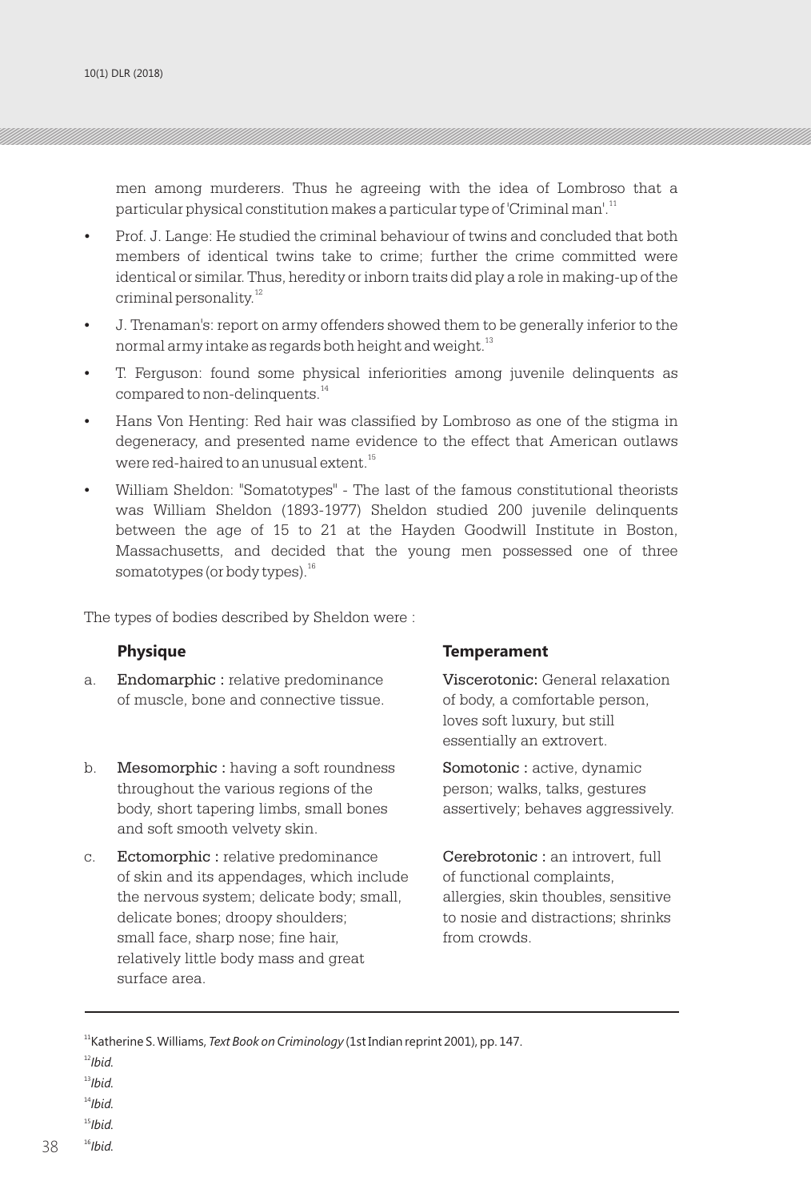men among murderers. Thus he agreeing with the idea of Lombroso that a particular physical constitution makes a particular type of 'Criminal man'.[11]

- Prof. J. Lange: He studied the criminal behaviour of twins and concluded that both members of identical twins take to crime; further the crime committed were identical or similar. Thus, heredity or inborn traits did play a role in making-up of the criminal personality.[12]
- J. Trenaman's: report on army offenders showed them to be generally inferior to the normal army intake as regards both height and weight.[13]
- T. Ferguson: found some physical inferiorities among juvenile delinquents as compared to non-delinquents.[14]
- Hans Von Henting: Red hair was classified by Lombroso as one of the stigma in degeneracy, and presented name evidence to the effect that American outlaws were red-haired to an unusual extent.[15]
- William Sheldon: "Somatotypes" - The last of the famous constitutional theorists was William Sheldon (1893-1977) Sheldon studied 200 juvenile delinquents between the age of 15 to 21 at the Hayden Goodwill Institute in Boston, Massachusetts, and decided that the young men possessed one of three somatotypes (or body types).[16]

The types of bodies described by Sheldon were :

| Physique | Temperament |
|---|---|
| a. **Endomarphic :** relative predominance of muscle, bone and connective tissue. | **Viscerotonic:** General relaxation of body, a comfortable person, loves soft luxury, but still essentially an extrovert. |
| b. **Mesomorphic :** having a soft roundness throughout the various regions of the body, short tapering limbs, small bones and soft smooth velvety skin. | **Somotonic :** active, dynamic person; walks, talks, gestures assertively; behaves aggressively. |
| c. **Ectomorphic :** relative predominance of skin and its appendages, which include the nervous system; delicate body; small, delicate bones; droopy shoulders; small face, sharp nose; fine hair, relatively little body mass and great surface area. | **Cerebrotonic :** an introvert, full of functional complaints, allergies, skin thoubles, sensitive to nosie and distractions; shrinks from crowds. |

---

[11] Katherine S. Williams, *Text Book on Criminology* (1st Indian reprint 2001), pp. 147.

[12] *Ibid.*

[13] *Ibid.*

[14] *Ibid.*

[15] *Ibid.*

[16] *Ibid.*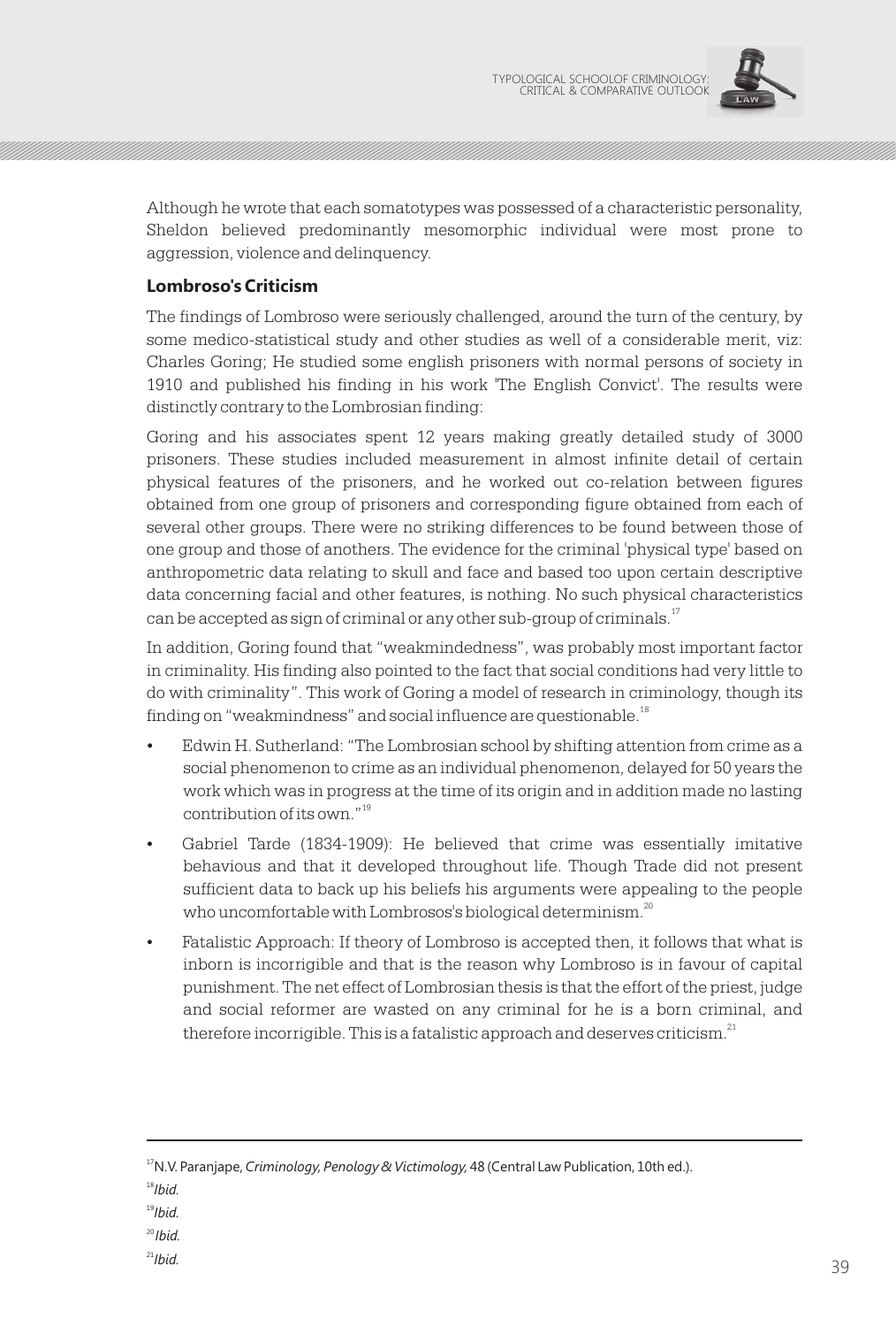Although he wrote that each somatotypes was possessed of a characteristic personality, Sheldon believed predominantly mesomorphic individual were most prone to aggression, violence and delinquency.

### Lombroso's Criticism

The findings of Lombroso were seriously challenged, around the turn of the century, by some medico-statistical study and other studies as well of a considerable merit, viz: Charles Goring; He studied some english prisoners with normal persons of society in 1910 and published his finding in his work 'The English Convict'. The results were distinctly contrary to the Lombrosian finding:

Goring and his associates spent 12 years making greatly detailed study of 3000 prisoners. These studies included measurement in almost infinite detail of certain physical features of the prisoners, and he worked out co-relation between figures obtained from one group of prisoners and corresponding figure obtained from each of several other groups. There were no striking differences to be found between those of one group and those of anothers. The evidence for the criminal 'physical type' based on anthropometric data relating to skull and face and based too upon certain descriptive data concerning facial and other features, is nothing. No such physical characteristics can be accepted as sign of criminal or any other sub-group of criminals.[17]

In addition, Goring found that "weakmindedness", was probably most important factor in criminality. His finding also pointed to the fact that social conditions had very little to do with criminality". This work of Goring a model of research in criminology, though its finding on "weakmindness" and social influence are questionable.[18]

- Edwin H. Sutherland: "The Lombrosian school by shifting attention from crime as a social phenomenon to crime as an individual phenomenon, delayed for 50 years the work which was in progress at the time of its origin and in addition made no lasting contribution of its own."[19]
- Gabriel Tarde (1834-1909): He believed that crime was essentially imitative behavious and that it developed throughout life. Though Trade did not present sufficient data to back up his beliefs his arguments were appealing to the people who uncomfortable with Lombrosos's biological determinism.[20]
- Fatalistic Approach: If theory of Lombroso is accepted then, it follows that what is inborn is incorrigible and that is the reason why Lombroso is in favour of capital punishment. The net effect of Lombrosian thesis is that the effort of the priest, judge and social reformer are wasted on any criminal for he is a born criminal, and therefore incorrigible. This is a fatalistic approach and deserves criticism.[21]

---

[17] N.V. Paranjape, *Criminology, Penology & Victimology,* 48 (Central Law Publication, 10th ed.).

[18] *Ibid.*

[19] *Ibid.*

[20] *Ibid.*

[21] *Ibid.*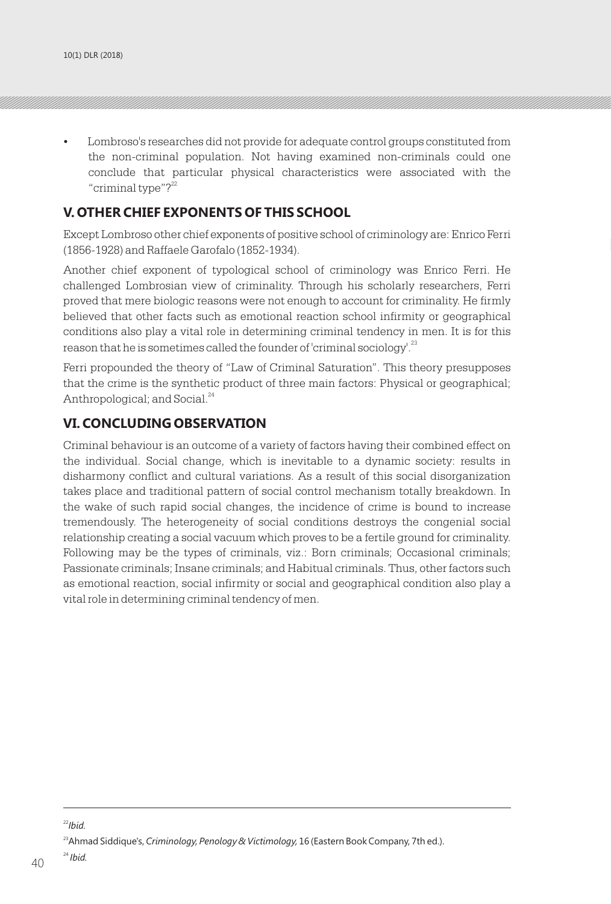- Lombroso's researches did not provide for adequate control groups constituted from the non-criminal population. Not having examined non-criminals could one conclude that particular physical characteristics were associated with the "criminal type"?[22]

## V. OTHER CHIEF EXPONENTS OF THIS SCHOOL

Except Lombroso other chief exponents of positive school of criminology are: Enrico Ferri (1856-1928) and Raffaele Garofalo (1852-1934).

Another chief exponent of typological school of criminology was Enrico Ferri. He challenged Lombrosian view of criminality. Through his scholarly researchers, Ferri proved that mere biologic reasons were not enough to account for criminality. He firmly believed that other facts such as emotional reaction school infirmity or geographical conditions also play a vital role in determining criminal tendency in men. It is for this reason that he is sometimes called the founder of 'criminal sociology'.[23]

Ferri propounded the theory of "Law of Criminal Saturation". This theory presupposes that the crime is the synthetic product of three main factors: Physical or geographical; Anthropological; and Social.[24]

## VI. CONCLUDING OBSERVATION

Criminal behaviour is an outcome of a variety of factors having their combined effect on the individual. Social change, which is inevitable to a dynamic society: results in disharmony conflict and cultural variations. As a result of this social disorganization takes place and traditional pattern of social control mechanism totally breakdown. In the wake of such rapid social changes, the incidence of crime is bound to increase tremendously. The heterogeneity of social conditions destroys the congenial social relationship creating a social vacuum which proves to be a fertile ground for criminality. Following may be the types of criminals, viz.: Born criminals; Occasional criminals; Passionate criminals; Insane criminals; and Habitual criminals. Thus, other factors such as emotional reaction, social infirmity or social and geographical condition also play a vital role in determining criminal tendency of men.

---

[22] *Ibid.*

[23] Ahmad Siddique's, *Criminology, Penology & Victimology,* 16 (Eastern Book Company, 7th ed.).

[24] *Ibid.*